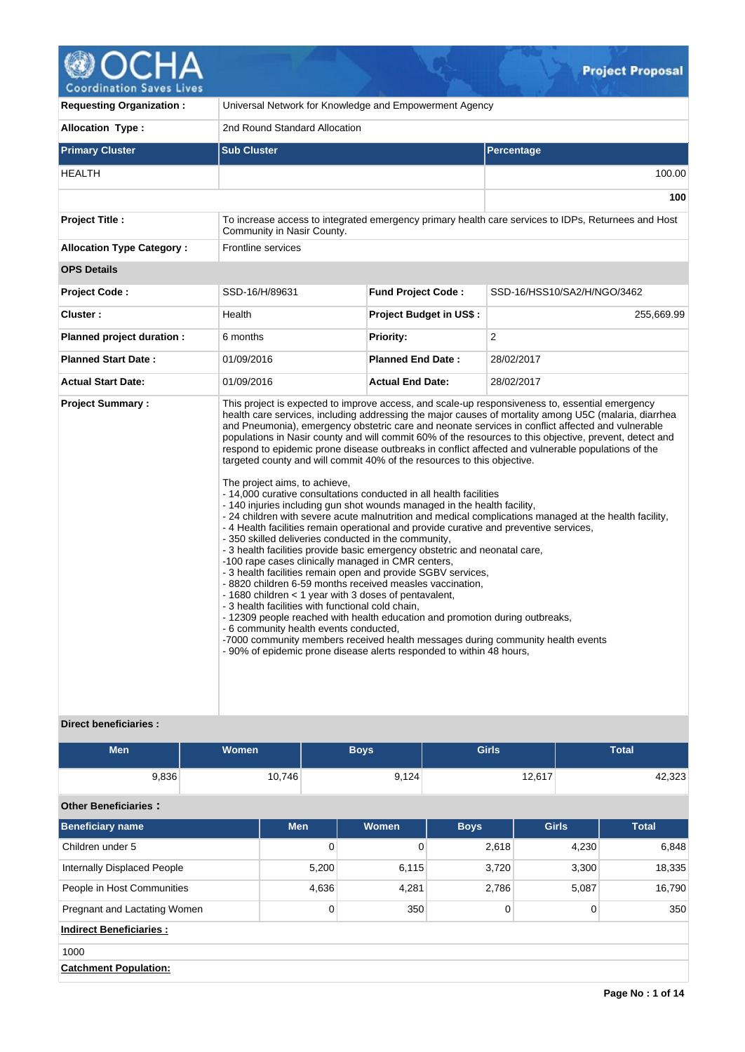# OCHA Coordination Saves Lives — Project Proposal

| | |
|---|---|
| **Requesting Organization :** | Universal Network for Knowledge and Empowerment Agency |
| **Allocation Type :** | 2nd Round Standard Allocation |

| **Primary Cluster** | **Sub Cluster** | **Percentage** |
|---|---|---|
| HEALTH | | 100.00 |
| | | **100** |

| | |
|---|---|
| **Project Title :** | To increase access to integrated emergency primary health care services to IDPs, Returnees and Host Community in Nasir County. |
| **Allocation Type Category :** | Frontline services |

**OPS Details**

| | | | |
|---|---|---|---|
| **Project Code :** | SSD-16/H/89631 | **Fund Project Code :** | SSD-16/HSS10/SA2/H/NGO/3462 |
| **Cluster :** | Health | **Project Budget in US$ :** | 255,669.99 |
| **Planned project duration :** | 6 months | **Priority:** | 2 |
| **Planned Start Date :** | 01/09/2016 | **Planned End Date :** | 28/02/2017 |
| **Actual Start Date:** | 01/09/2016 | **Actual End Date:** | 28/02/2017 |

**Project Summary :**

This project is expected to improve access, and scale-up responsiveness to, essential emergency health care services, including addressing the major causes of mortality among U5C (malaria, diarrhea and Pneumonia), emergency obstetric care and neonate services in conflict affected and vulnerable populations in Nasir county and will commit 60% of the resources to this objective, prevent, detect and respond to epidemic prone disease outbreaks in conflict affected and vulnerable populations of the targeted county and will commit 40% of the resources to this objective.

The project aims, to achieve,
- 14,000 curative consultations conducted in all health facilities
- 140 injuries including gun shot wounds managed in the health facility,
- 24 children with severe acute malnutrition and medical complications managed at the health facility,
- 4 Health facilities remain operational and provide curative and preventive services,
- 350 skilled deliveries conducted in the community,
- 3 health facilities provide basic emergency obstetric and neonatal care,
-100 rape cases clinically managed in CMR centers,
- 3 health facilities remain open and provide SGBV services,
- 8820 children 6-59 months received measles vaccination,
- 1680 children < 1 year with 3 doses of pentavalent,
- 3 health facilities with functional cold chain,
- 12309 people reached with health education and promotion during outbreaks,
- 6 community health events conducted,
-7000 community members received health messages during community health events
- 90% of epidemic prone disease alerts responded to within 48 hours,

**Direct beneficiaries :**

| Men | Women | Boys | Girls | Total |
|---|---|---|---|---|
| 9,836 | 10,746 | 9,124 | 12,617 | 42,323 |

**Other Beneficiaries :**

| Beneficiary name | Men | Women | Boys | Girls | Total |
|---|---|---|---|---|---|
| Children under 5 | 0 | 0 | 2,618 | 4,230 | 6,848 |
| Internally Displaced People | 5,200 | 6,115 | 3,720 | 3,300 | 18,335 |
| People in Host Communities | 4,636 | 4,281 | 2,786 | 5,087 | 16,790 |
| Pregnant and Lactating Women | 0 | 350 | 0 | 0 | 350 |

**Indirect Beneficiaries :**

1000

**Catchment Population:**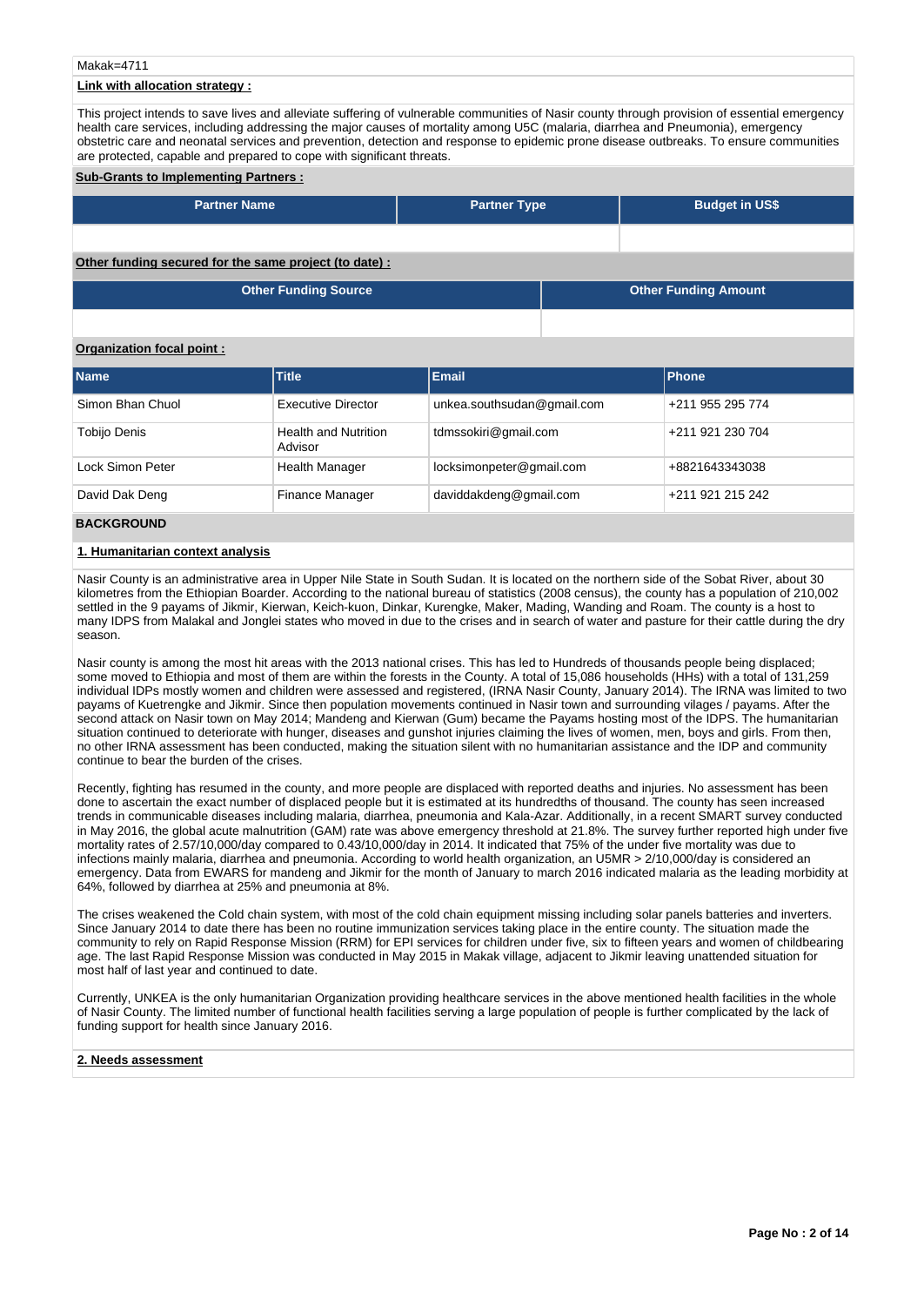Makak=4711

**Link with allocation strategy :**

This project intends to save lives and alleviate suffering of vulnerable communities of Nasir county through provision of essential emergency health care services, including addressing the major causes of mortality among U5C (malaria, diarrhea and Pneumonia), emergency obstetric care and neonatal services and prevention, detection and response to epidemic prone disease outbreaks. To ensure communities are protected, capable and prepared to cope with significant threats.

**Sub-Grants to Implementing Partners :**

| Partner Name | Partner Type | Budget in US$ |
|---|---|---|
| | | |

**Other funding secured for the same project (to date) :**

| Other Funding Source | Other Funding Amount |
|---|---|
| | |

**Organization focal point :**

| Name | Title | Email | Phone |
|---|---|---|---|
| Simon Bhan Chuol | Executive Director | unkea.southsudan@gmail.com | +211 955 295 774 |
| Tobijo Denis | Health and Nutrition Advisor | tdmssokiri@gmail.com | +211 921 230 704 |
| Lock Simon Peter | Health Manager | locksimonpeter@gmail.com | +8821643343038 |
| David Dak Deng | Finance Manager | daviddakdeng@gmail.com | +211 921 215 242 |

## BACKGROUND

**1. Humanitarian context analysis**

Nasir County is an administrative area in Upper Nile State in South Sudan. It is located on the northern side of the Sobat River, about 30 kilometres from the Ethiopian Boarder. According to the national bureau of statistics (2008 census), the county has a population of 210,002 settled in the 9 payams of Jikmir, Kierwan, Keich-kuon, Dinkar, Kurengke, Maker, Mading, Wanding and Roam. The county is a host to many IDPS from Malakal and Jonglei states who moved in due to the crises and in search of water and pasture for their cattle during the dry season.

Nasir county is among the most hit areas with the 2013 national crises. This has led to Hundreds of thousands people being displaced; some moved to Ethiopia and most of them are within the forests in the County. A total of 15,086 households (HHs) with a total of 131,259 individual IDPs mostly women and children were assessed and registered, (IRNA Nasir County, January 2014). The IRNA was limited to two payams of Kuetrengke and Jikmir. Since then population movements continued in Nasir town and surrounding vilages / payams. After the second attack on Nasir town on May 2014; Mandeng and Kierwan (Gum) became the Payams hosting most of the IDPS. The humanitarian situation continued to deteriorate with hunger, diseases and gunshot injuries claiming the lives of women, men, boys and girls. From then, no other IRNA assessment has been conducted, making the situation silent with no humanitarian assistance and the IDP and community continue to bear the burden of the crises.

Recently, fighting has resumed in the county, and more people are displaced with reported deaths and injuries. No assessment has been done to ascertain the exact number of displaced people but it is estimated at its hundredths of thousand. The county has seen increased trends in communicable diseases including malaria, diarrhea, pneumonia and Kala-Azar. Additionally, in a recent SMART survey conducted in May 2016, the global acute malnutrition (GAM) rate was above emergency threshold at 21.8%. The survey further reported high under five mortality rates of 2.57/10,000/day compared to 0.43/10,000/day in 2014. It indicated that 75% of the under five mortality was due to infections mainly malaria, diarrhea and pneumonia. According to world health organization, an U5MR > 2/10,000/day is considered an emergency. Data from EWARS for mandeng and Jikmir for the month of January to march 2016 indicated malaria as the leading morbidity at 64%, followed by diarrhea at 25% and pneumonia at 8%.

The crises weakened the Cold chain system, with most of the cold chain equipment missing including solar panels batteries and inverters. Since January 2014 to date there has been no routine immunization services taking place in the entire county. The situation made the community to rely on Rapid Response Mission (RRM) for EPI services for children under five, six to fifteen years and women of childbearing age. The last Rapid Response Mission was conducted in May 2015 in Makak village, adjacent to Jikmir leaving unattended situation for most half of last year and continued to date.

Currently, UNKEA is the only humanitarian Organization providing healthcare services in the above mentioned health facilities in the whole of Nasir County. The limited number of functional health facilities serving a large population of people is further complicated by the lack of funding support for health since January 2016.

**2. Needs assessment**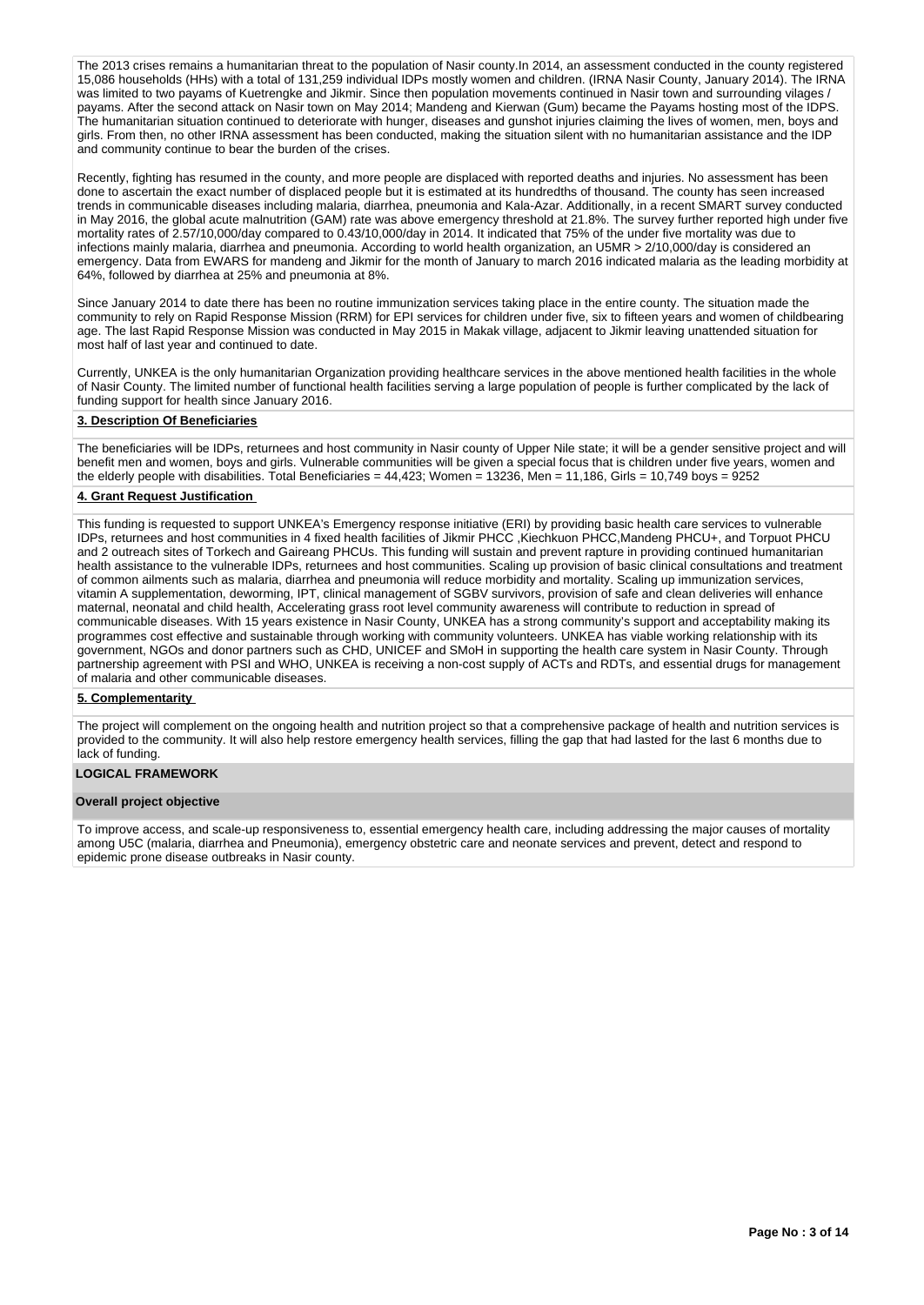The 2013 crises remains a humanitarian threat to the population of Nasir county.In 2014, an assessment conducted in the county registered 15,086 households (HHs) with a total of 131,259 individual IDPs mostly women and children. (IRNA Nasir County, January 2014). The IRNA was limited to two payams of Kuetrengke and Jikmir. Since then population movements continued in Nasir town and surrounding vilages / payams. After the second attack on Nasir town on May 2014; Mandeng and Kierwan (Gum) became the Payams hosting most of the IDPS. The humanitarian situation continued to deteriorate with hunger, diseases and gunshot injuries claiming the lives of women, men, boys and girls. From then, no other IRNA assessment has been conducted, making the situation silent with no humanitarian assistance and the IDP and community continue to bear the burden of the crises.

Recently, fighting has resumed in the county, and more people are displaced with reported deaths and injuries. No assessment has been done to ascertain the exact number of displaced people but it is estimated at its hundredths of thousand. The county has seen increased trends in communicable diseases including malaria, diarrhea, pneumonia and Kala-Azar. Additionally, in a recent SMART survey conducted in May 2016, the global acute malnutrition (GAM) rate was above emergency threshold at 21.8%. The survey further reported high under five mortality rates of 2.57/10,000/day compared to 0.43/10,000/day in 2014. It indicated that 75% of the under five mortality was due to infections mainly malaria, diarrhea and pneumonia. According to world health organization, an U5MR > 2/10,000/day is considered an emergency. Data from EWARS for mandeng and Jikmir for the month of January to march 2016 indicated malaria as the leading morbidity at 64%, followed by diarrhea at 25% and pneumonia at 8%.

Since January 2014 to date there has been no routine immunization services taking place in the entire county. The situation made the community to rely on Rapid Response Mission (RRM) for EPI services for children under five, six to fifteen years and women of childbearing age. The last Rapid Response Mission was conducted in May 2015 in Makak village, adjacent to Jikmir leaving unattended situation for most half of last year and continued to date.

Currently, UNKEA is the only humanitarian Organization providing healthcare services in the above mentioned health facilities in the whole of Nasir County. The limited number of functional health facilities serving a large population of people is further complicated by the lack of funding support for health since January 2016.

**3. Description Of Beneficiaries**

The beneficiaries will be IDPs, returnees and host community in Nasir county of Upper Nile state; it will be a gender sensitive project and will benefit men and women, boys and girls. Vulnerable communities will be given a special focus that is children under five years, women and the elderly people with disabilities. Total Beneficiaries = 44,423; Women = 13236, Men = 11,186, Girls = 10,749 boys = 9252

**4. Grant Request Justification**

This funding is requested to support UNKEA's Emergency response initiative (ERI) by providing basic health care services to vulnerable IDPs, returnees and host communities in 4 fixed health facilities of Jikmir PHCC ,Kiechkuon PHCC,Mandeng PHCU+, and Torpuot PHCU and 2 outreach sites of Torkech and Gaireang PHCUs. This funding will sustain and prevent rapture in providing continued humanitarian health assistance to the vulnerable IDPs, returnees and host communities. Scaling up provision of basic clinical consultations and treatment of common ailments such as malaria, diarrhea and pneumonia will reduce morbidity and mortality. Scaling up immunization services, vitamin A supplementation, deworming, IPT, clinical management of SGBV survivors, provision of safe and clean deliveries will enhance maternal, neonatal and child health, Accelerating grass root level community awareness will contribute to reduction in spread of communicable diseases. With 15 years existence in Nasir County, UNKEA has a strong community's support and acceptability making its programmes cost effective and sustainable through working with community volunteers. UNKEA has viable working relationship with its government, NGOs and donor partners such as CHD, UNICEF and SMoH in supporting the health care system in Nasir County. Through partnership agreement with PSI and WHO, UNKEA is receiving a non-cost supply of ACTs and RDTs, and essential drugs for management of malaria and other communicable diseases.

**5. Complementarity**

The project will complement on the ongoing health and nutrition project so that a comprehensive package of health and nutrition services is provided to the community. It will also help restore emergency health services, filling the gap that had lasted for the last 6 months due to lack of funding.

**LOGICAL FRAMEWORK**

**Overall project objective**

To improve access, and scale-up responsiveness to, essential emergency health care, including addressing the major causes of mortality among U5C (malaria, diarrhea and Pneumonia), emergency obstetric care and neonate services and prevent, detect and respond to epidemic prone disease outbreaks in Nasir county.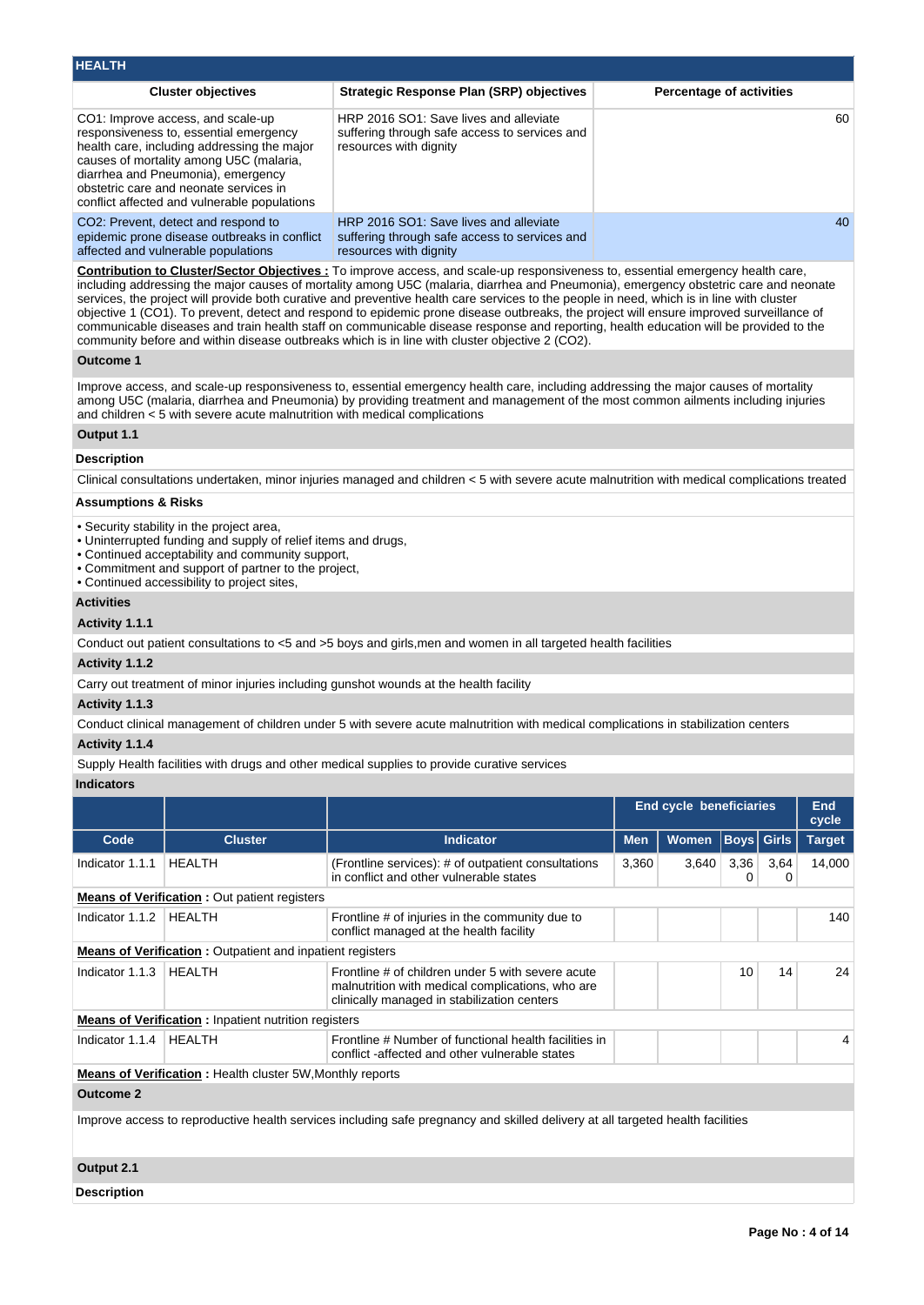## HEALTH

| Cluster objectives | Strategic Response Plan (SRP) objectives | Percentage of activities |
|---|---|---|
| CO1: Improve access, and scale-up responsiveness to, essential emergency health care, including addressing the major causes of mortality among U5C (malaria, diarrhea and Pneumonia), emergency obstetric care and neonate services in conflict affected and vulnerable populations | HRP 2016 SO1: Save lives and alleviate suffering through safe access to services and resources with dignity | 60 |
| CO2: Prevent, detect and respond to epidemic prone disease outbreaks in conflict affected and vulnerable populations | HRP 2016 SO1: Save lives and alleviate suffering through safe access to services and resources with dignity | 40 |

**Contribution to Cluster/Sector Objectives :** To improve access, and scale-up responsiveness to, essential emergency health care, including addressing the major causes of mortality among U5C (malaria, diarrhea and Pneumonia), emergency obstetric care and neonate services, the project will provide both curative and preventive health care services to the people in need, which is in line with cluster objective 1 (CO1). To prevent, detect and respond to epidemic prone disease outbreaks, the project will ensure improved surveillance of communicable diseases and train health staff on communicable disease response and reporting, health education will be provided to the community before and within disease outbreaks which is in line with cluster objective 2 (CO2).

### Outcome 1

Improve access, and scale-up responsiveness to, essential emergency health care, including addressing the major causes of mortality among U5C (malaria, diarrhea and Pneumonia) by providing treatment and management of the most common ailments including injuries and children < 5 with severe acute malnutrition with medical complications

### Output 1.1

**Description**

Clinical consultations undertaken, minor injuries managed and children < 5 with severe acute malnutrition with medical complications treated

**Assumptions & Risks**

- Security stability in the project area,
- Uninterrupted funding and supply of relief items and drugs,
- Continued acceptability and community support,
- Commitment and support of partner to the project,
- Continued accessibility to project sites,

**Activities**

**Activity 1.1.1**

Conduct out patient consultations to <5 and >5 boys and girls,men and women in all targeted health facilities

**Activity 1.1.2**

Carry out treatment of minor injuries including gunshot wounds at the health facility

**Activity 1.1.3**

Conduct clinical management of children under 5 with severe acute malnutrition with medical complications in stabilization centers

**Activity 1.1.4**

Supply Health facilities with drugs and other medical supplies to provide curative services

**Indicators**

| | | | End cycle beneficiaries | | | | End cycle |
|---|---|---|---|---|---|---|---|
| Code | Cluster | Indicator | Men | Women | Boys | Girls | Target |
| Indicator 1.1.1 | HEALTH | (Frontline services): # of outpatient consultations in conflict and other vulnerable states | 3,360 | 3,640 | 3,360 | 3,640 | 14,000 |
| **Means of Verification :** Out patient registers | | | | | | | |
| Indicator 1.1.2 | HEALTH | Frontline # of injuries in the community due to conflict managed at the health facility | | | | | 140 |
| **Means of Verification :** Outpatient and inpatient registers | | | | | | | |
| Indicator 1.1.3 | HEALTH | Frontline # of children under 5 with severe acute malnutrition with medical complications, who are clinically managed in stabilization centers | | | 10 | 14 | 24 |
| **Means of Verification :** Inpatient nutrition registers | | | | | | | |
| Indicator 1.1.4 | HEALTH | Frontline # Number of functional health facilities in conflict -affected and other vulnerable states | | | | | 4 |
| **Means of Verification :** Health cluster 5W,Monthly reports | | | | | | | |

### Outcome 2

Improve access to reproductive health services including safe pregnancy and skilled delivery at all targeted health facilities

### Output 2.1

**Description**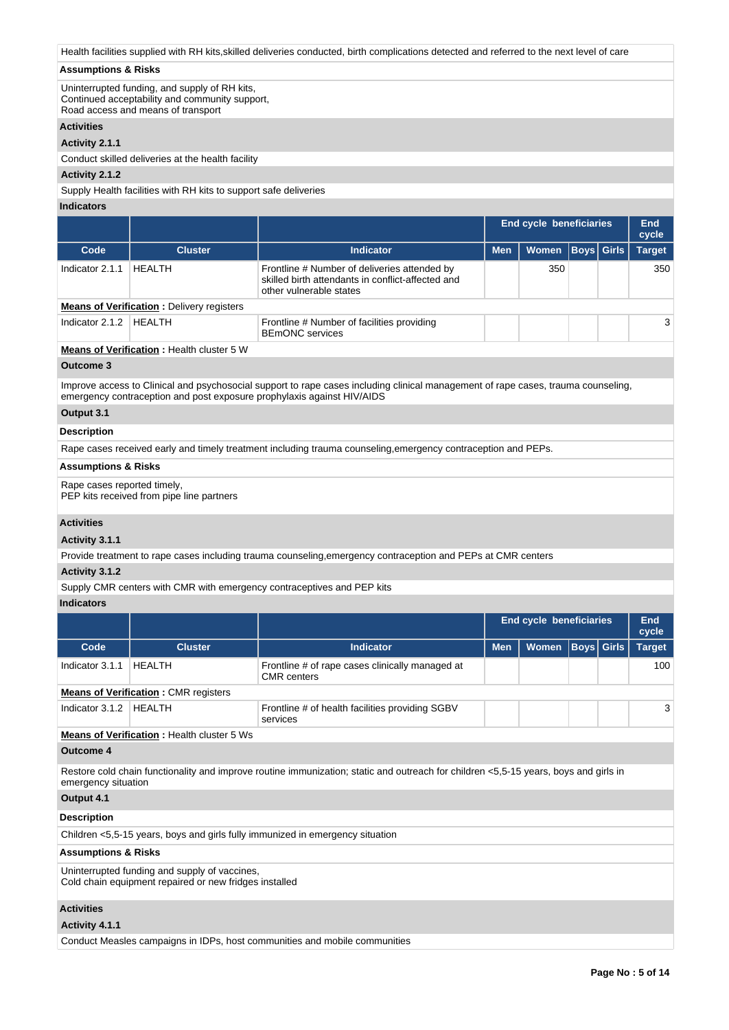Health facilities supplied with RH kits,skilled deliveries conducted, birth complications detected and referred to the next level of care

**Assumptions & Risks**

Uninterrupted funding, and supply of RH kits,
Continued acceptability and community support,
Road access and means of transport

**Activities**

**Activity 2.1.1**

Conduct skilled deliveries at the health facility

**Activity 2.1.2**

Supply Health facilities with RH kits to support safe deliveries

**Indicators**

| | | | End cycle beneficiaries | | | | End cycle |
|---|---|---|---|---|---|---|---|
| Code | Cluster | Indicator | Men | Women | Boys | Girls | Target |
| Indicator 2.1.1 | HEALTH | Frontline # Number of deliveries attended by skilled birth attendants in conflict-affected and other vulnerable states | | 350 | | | 350 |
| **Means of Verification :** Delivery registers | | | | | | | |
| Indicator 2.1.2 | HEALTH | Frontline # Number of facilities providing BEmONC services | | | | | 3 |
| **Means of Verification :** Health cluster 5 W | | | | | | | |

**Outcome 3**

Improve access to Clinical and psychosocial support to rape cases including clinical management of rape cases, trauma counseling, emergency contraception and post exposure prophylaxis against HIV/AIDS

**Output 3.1**

**Description**

Rape cases received early and timely treatment including trauma counseling,emergency contraception and PEPs.

**Assumptions & Risks**

Rape cases reported timely,
PEP kits received from pipe line partners

**Activities**

**Activity 3.1.1**

Provide treatment to rape cases including trauma counseling,emergency contraception and PEPs at CMR centers

**Activity 3.1.2**

Supply CMR centers with CMR with emergency contraceptives and PEP kits

**Indicators**

| | | | End cycle beneficiaries | | | | End cycle |
|---|---|---|---|---|---|---|---|
| Code | Cluster | Indicator | Men | Women | Boys | Girls | Target |
| Indicator 3.1.1 | HEALTH | Frontline # of rape cases clinically managed at CMR centers | | | | | 100 |
| **Means of Verification :** CMR registers | | | | | | | |
| Indicator 3.1.2 | HEALTH | Frontline # of health facilities providing SGBV services | | | | | 3 |
| **Means of Verification :** Health cluster 5 Ws | | | | | | | |

**Outcome 4**

Restore cold chain functionality and improve routine immunization; static and outreach for children <5,5-15 years, boys and girls in emergency situation

**Output 4.1**

**Description**

Children <5,5-15 years, boys and girls fully immunized in emergency situation

**Assumptions & Risks**

Uninterrupted funding and supply of vaccines,
Cold chain equipment repaired or new fridges installed

**Activities**

**Activity 4.1.1**

Conduct Measles campaigns in IDPs, host communities and mobile communities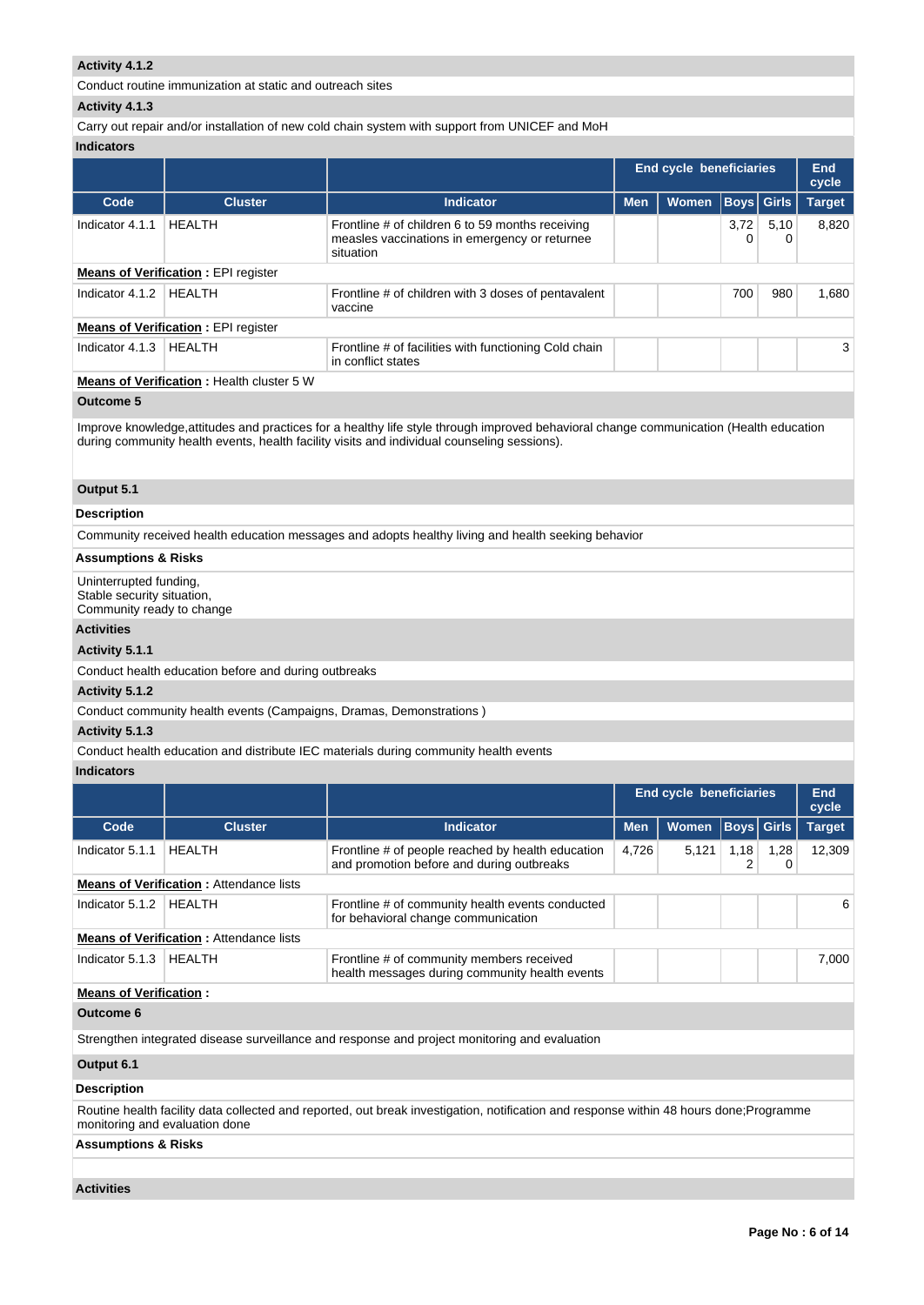**Activity 4.1.2**

Conduct routine immunization at static and outreach sites

**Activity 4.1.3**

Carry out repair and/or installation of new cold chain system with support from UNICEF and MoH

**Indicators**

| | | | End cycle beneficiaries | | | | End cycle |
|---|---|---|---|---|---|---|---|
| **Code** | **Cluster** | **Indicator** | **Men** | **Women** | **Boys** | **Girls** | **Target** |
| Indicator 4.1.1 | HEALTH | Frontline # of children 6 to 59 months receiving measles vaccinations in emergency or returnee situation | | | 3,720 | 5,100 | 8,820 |
| **Means of Verification** : EPI register | | | | | | | |
| Indicator 4.1.2 | HEALTH | Frontline # of children with 3 doses of pentavalent vaccine | | | 700 | 980 | 1,680 |
| **Means of Verification** : EPI register | | | | | | | |
| Indicator 4.1.3 | HEALTH | Frontline # of facilities with functioning Cold chain in conflict states | | | | | 3 |
| **Means of Verification** : Health cluster 5 W | | | | | | | |

**Outcome 5**

Improve knowledge,attitudes and practices for a healthy life style through improved behavioral change communication (Health education during community health events, health facility visits and individual counseling sessions).

**Output 5.1**

**Description**

Community received health education messages and adopts healthy living and health seeking behavior

**Assumptions & Risks**

Uninterrupted funding,
Stable security situation,
Community ready to change

**Activities**

**Activity 5.1.1**

Conduct health education before and during outbreaks

**Activity 5.1.2**

Conduct community health events (Campaigns, Dramas, Demonstrations )

**Activity 5.1.3**

Conduct health education and distribute IEC materials during community health events

**Indicators**

| | | | End cycle beneficiaries | | | | End cycle |
|---|---|---|---|---|---|---|---|
| **Code** | **Cluster** | **Indicator** | **Men** | **Women** | **Boys** | **Girls** | **Target** |
| Indicator 5.1.1 | HEALTH | Frontline # of people reached by health education and promotion before and during outbreaks | 4,726 | 5,121 | 1,182 | 1,280 | 12,309 |
| **Means of Verification** : Attendance lists | | | | | | | |
| Indicator 5.1.2 | HEALTH | Frontline # of community health events conducted for behavioral change communication | | | | | 6 |
| **Means of Verification** : Attendance lists | | | | | | | |
| Indicator 5.1.3 | HEALTH | Frontline # of community members received health messages during community health events | | | | | 7,000 |
| **Means of Verification** : | | | | | | | |

**Outcome 6**

Strengthen integrated disease surveillance and response and project monitoring and evaluation

**Output 6.1**

**Description**

Routine health facility data collected and reported, out break investigation, notification and response within 48 hours done;Programme monitoring and evaluation done

**Assumptions & Risks**

**Activities**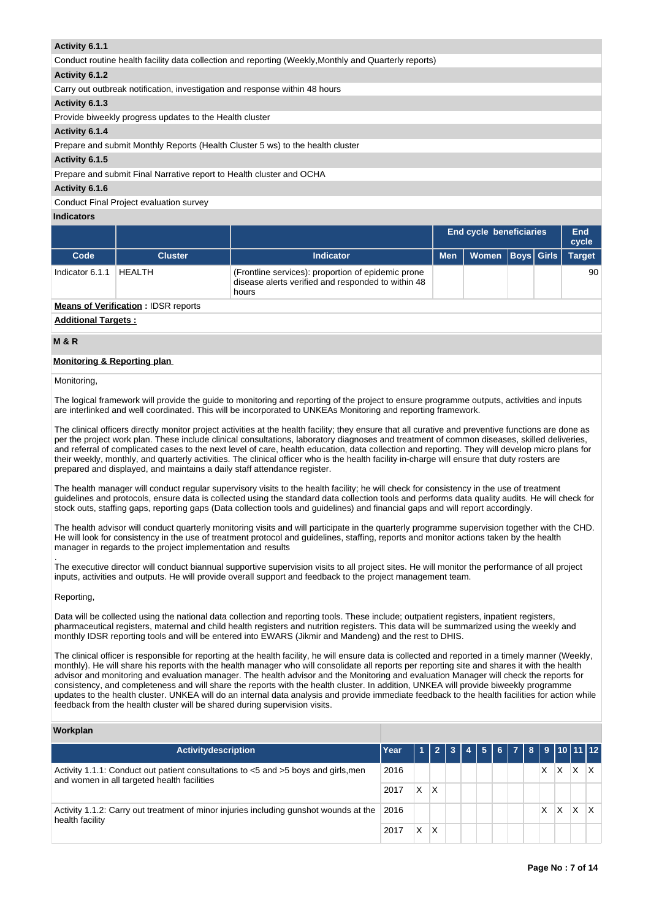**Activity 6.1.1**

Conduct routine health facility data collection and reporting (Weekly,Monthly and Quarterly reports)

**Activity 6.1.2**

Carry out outbreak notification, investigation and response within 48 hours

**Activity 6.1.3**

Provide biweekly progress updates to the Health cluster

**Activity 6.1.4**

Prepare and submit Monthly Reports (Health Cluster 5 ws) to the health cluster

**Activity 6.1.5**

Prepare and submit Final Narrative report to Health cluster and OCHA

**Activity 6.1.6**

Conduct Final Project evaluation survey

**Indicators**

| | | | End cycle beneficiaries | | | | End cycle |
|---|---|---|---|---|---|---|---|
| **Code** | **Cluster** | **Indicator** | **Men** | **Women** | **Boys** | **Girls** | **Target** |
| Indicator 6.1.1 | HEALTH | (Frontline services): proportion of epidemic prone disease alerts verified and responded to within 48 hours | | | | | 90 |

**Means of Verification :** IDSR reports

**Additional Targets :**

**M & R**

**Monitoring & Reporting plan**

Monitoring,

The logical framework will provide the guide to monitoring and reporting of the project to ensure programme outputs, activities and inputs are interlinked and well coordinated. This will be incorporated to UNKEAs Monitoring and reporting framework.

The clinical officers directly monitor project activities at the health facility; they ensure that all curative and preventive functions are done as per the project work plan. These include clinical consultations, laboratory diagnoses and treatment of common diseases, skilled deliveries, and referral of complicated cases to the next level of care, health education, data collection and reporting. They will develop micro plans for their weekly, monthly, and quarterly activities. The clinical officer who is the health facility in-charge will ensure that duty rosters are prepared and displayed, and maintains a daily staff attendance register.

The health manager will conduct regular supervisory visits to the health facility; he will check for consistency in the use of treatment guidelines and protocols, ensure data is collected using the standard data collection tools and performs data quality audits. He will check for stock outs, staffing gaps, reporting gaps (Data collection tools and guidelines) and financial gaps and will report accordingly.

The health advisor will conduct quarterly monitoring visits and will participate in the quarterly programme supervision together with the CHD. He will look for consistency in the use of treatment protocol and guidelines, staffing, reports and monitor actions taken by the health manager in regards to the project implementation and results

.
The executive director will conduct biannual supportive supervision visits to all project sites. He will monitor the performance of all project inputs, activities and outputs. He will provide overall support and feedback to the project management team.

Reporting,

Data will be collected using the national data collection and reporting tools. These include; outpatient registers, inpatient registers, pharmaceutical registers, maternal and child health registers and nutrition registers. This data will be summarized using the weekly and monthly IDSR reporting tools and will be entered into EWARS (Jikmir and Mandeng) and the rest to DHIS.

The clinical officer is responsible for reporting at the health facility, he will ensure data is collected and reported in a timely manner (Weekly, monthly). He will share his reports with the health manager who will consolidate all reports per reporting site and shares it with the health advisor and monitoring and evaluation manager. The health advisor and the Monitoring and evaluation Manager will check the reports for consistency, and completeness and will share the reports with the health cluster. In addition, UNKEA will provide biweekly programme updates to the health cluster. UNKEA will do an internal data analysis and provide immediate feedback to the health facilities for action while feedback from the health cluster will be shared during supervision visits.

**Workplan**

| Activitydescription | Year | 1 | 2 | 3 | 4 | 5 | 6 | 7 | 8 | 9 | 10 | 11 | 12 |
|---|---|---|---|---|---|---|---|---|---|---|---|---|---|
| Activity 1.1.1: Conduct out patient consultations to <5 and >5 boys and girls,men and women in all targeted health facilities | 2016 | | | | | | | | | X | X | X | X |
| | 2017 | X | X | | | | | | | | | | |
| Activity 1.1.2: Carry out treatment of minor injuries including gunshot wounds at the health facility | 2016 | | | | | | | | | X | X | X | X |
| | 2017 | X | X | | | | | | | | | | |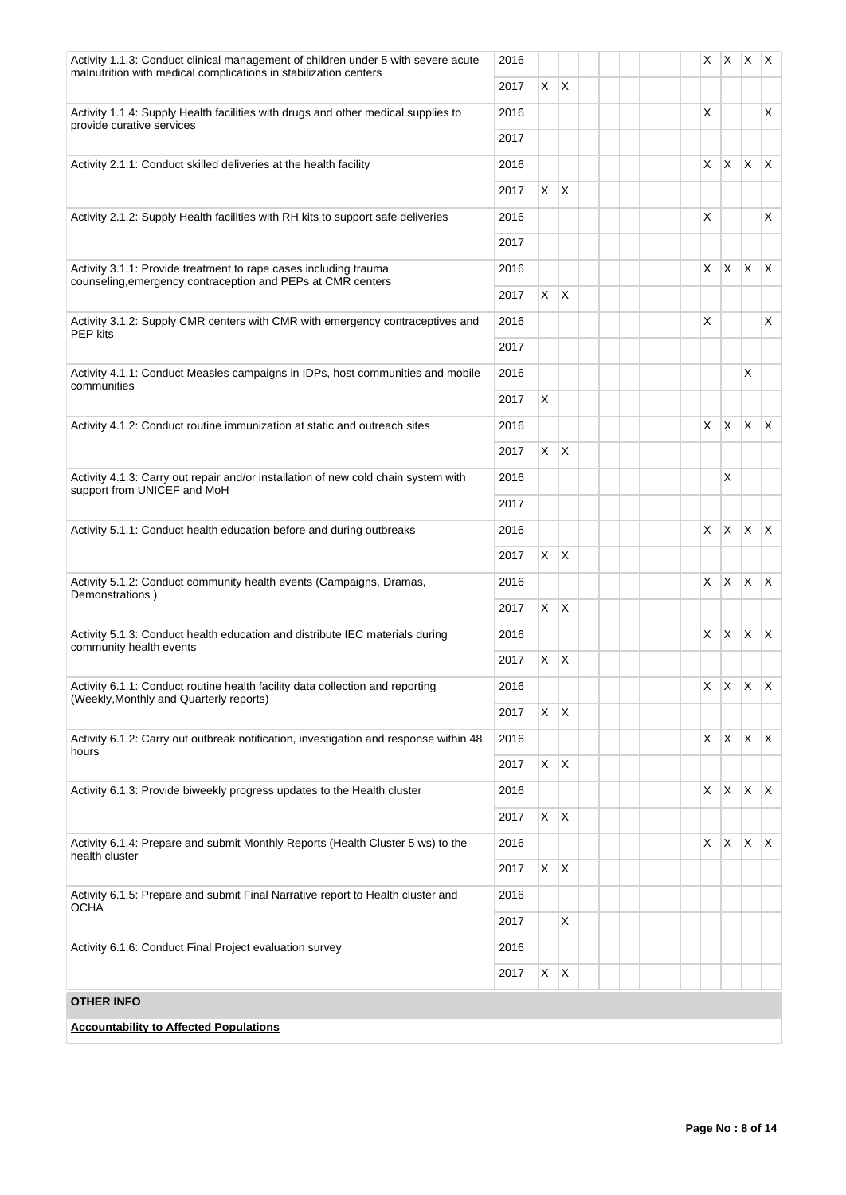| | | | | | | | | | | | | | |
|---|---|---|---|---|---|---|---|---|---|---|---|---|---|
| Activity 1.1.3: Conduct clinical management of children under 5 with severe acute malnutrition with medical complications in stabilization centers | 2016 | | | | | | | | | X | X | X | X |
| | 2017 | X | X | | | | | | | | | | |
| Activity 1.1.4: Supply Health facilities with drugs and other medical supplies to provide curative services | 2016 | | | | | | | | | X | | | X |
| | 2017 | | | | | | | | | | | | |
| Activity 2.1.1: Conduct skilled deliveries at the health facility | 2016 | | | | | | | | | X | X | X | X |
| | 2017 | X | X | | | | | | | | | | |
| Activity 2.1.2: Supply Health facilities with RH kits to support safe deliveries | 2016 | | | | | | | | | X | | | X |
| | 2017 | | | | | | | | | | | | |
| Activity 3.1.1: Provide treatment to rape cases including trauma counseling,emergency contraception and PEPs at CMR centers | 2016 | | | | | | | | | X | X | X | X |
| | 2017 | X | X | | | | | | | | | | |
| Activity 3.1.2: Supply CMR centers with CMR with emergency contraceptives and PEP kits | 2016 | | | | | | | | | X | | | X |
| | 2017 | | | | | | | | | | | | |
| Activity 4.1.1: Conduct Measles campaigns in IDPs, host communities and mobile communities | 2016 | | | | | | | | | | | X | |
| | 2017 | X | | | | | | | | | | | |
| Activity 4.1.2: Conduct routine immunization at static and outreach sites | 2016 | | | | | | | | | X | X | X | X |
| | 2017 | X | X | | | | | | | | | | |
| Activity 4.1.3: Carry out repair and/or installation of new cold chain system with support from UNICEF and MoH | 2016 | | | | | | | | | | X | | |
| | 2017 | | | | | | | | | | | | |
| Activity 5.1.1: Conduct health education before and during outbreaks | 2016 | | | | | | | | | X | X | X | X |
| | 2017 | X | X | | | | | | | | | | |
| Activity 5.1.2: Conduct community health events (Campaigns, Dramas, Demonstrations ) | 2016 | | | | | | | | | X | X | X | X |
| | 2017 | X | X | | | | | | | | | | |
| Activity 5.1.3: Conduct health education and distribute IEC materials during community health events | 2016 | | | | | | | | | X | X | X | X |
| | 2017 | X | X | | | | | | | | | | |
| Activity 6.1.1: Conduct routine health facility data collection and reporting (Weekly,Monthly and Quarterly reports) | 2016 | | | | | | | | | X | X | X | X |
| | 2017 | X | X | | | | | | | | | | |
| Activity 6.1.2: Carry out outbreak notification, investigation and response within 48 hours | 2016 | | | | | | | | | X | X | X | X |
| | 2017 | X | X | | | | | | | | | | |
| Activity 6.1.3: Provide biweekly progress updates to the Health cluster | 2016 | | | | | | | | | X | X | X | X |
| | 2017 | X | X | | | | | | | | | | |
| Activity 6.1.4: Prepare and submit Monthly Reports (Health Cluster 5 ws) to the health cluster | 2016 | | | | | | | | | X | X | X | X |
| | 2017 | X | X | | | | | | | | | | |
| Activity 6.1.5: Prepare and submit Final Narrative report to Health cluster and OCHA | 2016 | | | | | | | | | | | | |
| | 2017 | | X | | | | | | | | | | |
| Activity 6.1.6: Conduct Final Project evaluation survey | 2016 | | | | | | | | | | | | |
| | 2017 | X | X | | | | | | | | | | |

**OTHER INFO**

**Accountability to Affected Populations**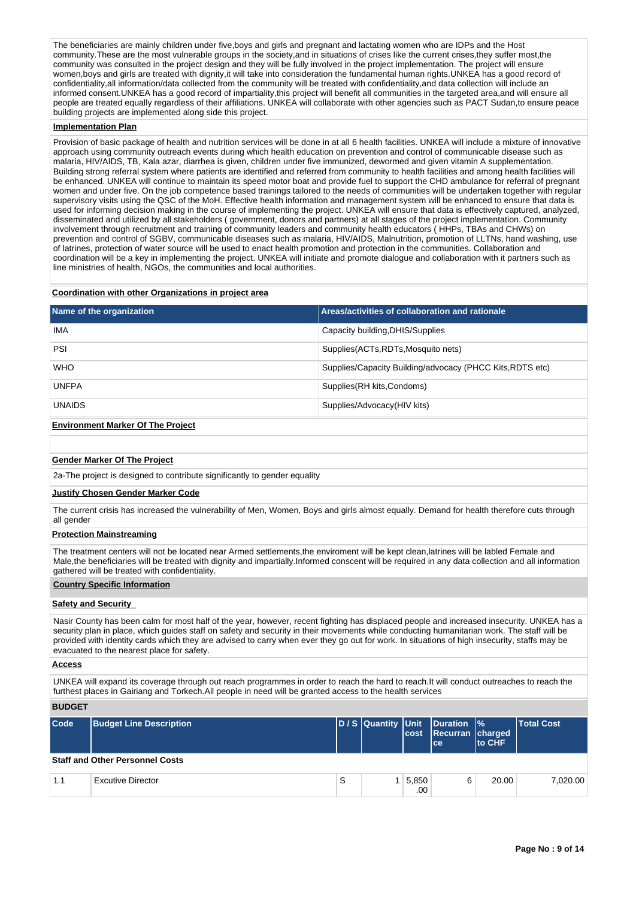The beneficiaries are mainly children under five,boys and girls and pregnant and lactating women who are IDPs and the Host community.These are the most vulnerable groups in the society,and in situations of crises like the current crises,they suffer most,the community was consulted in the project design and they will be fully involved in the project implementation. The project will ensure women,boys and girls are treated with dignity,it will take into consideration the fundamental human rights.UNKEA has a good record of confidentiality,all information/data collected from the community will be treated with confidentiality,and data collection will include an informed consent.UNKEA has a good record of impartiality,this project will benefit all communities in the targeted area,and will ensure all people are treated equally regardless of their affiliations. UNKEA will collaborate with other agencies such as PACT Sudan,to ensure peace building projects are implemented along side this project.

**Implementation Plan**

Provision of basic package of health and nutrition services will be done in at all 6 health facilities. UNKEA will include a mixture of innovative approach using community outreach events during which health education on prevention and control of communicable disease such as malaria, HIV/AIDS, TB, Kala azar, diarrhea is given, children under five immunized, dewormed and given vitamin A supplementation. Building strong referral system where patients are identified and referred from community to health facilities and among health facilities will be enhanced. UNKEA will continue to maintain its speed motor boat and provide fuel to support the CHD ambulance for referral of pregnant women and under five. On the job competence based trainings tailored to the needs of communities will be undertaken together with regular supervisory visits using the QSC of the MoH. Effective health information and management system will be enhanced to ensure that data is used for informing decision making in the course of implementing the project. UNKEA will ensure that data is effectively captured, analyzed, disseminated and utilized by all stakeholders ( government, donors and partners) at all stages of the project implementation. Community involvement through recruitment and training of community leaders and community health educators ( HHPs, TBAs and CHWs) on prevention and control of SGBV, communicable diseases such as malaria, HIV/AIDS, Malnutrition, promotion of LLTNs, hand washing, use of latrines, protection of water source will be used to enact health promotion and protection in the communities. Collaboration and coordination will be a key in implementing the project. UNKEA will initiate and promote dialogue and collaboration with it partners such as line ministries of health, NGOs, the communities and local authorities.

**Coordination with other Organizations in project area**

| Name of the organization | Areas/activities of collaboration and rationale |
|---|---|
| IMA | Capacity building,DHIS/Supplies |
| PSI | Supplies(ACTs,RDTs,Mosquito nets) |
| WHO | Supplies/Capacity Building/advocacy (PHCC Kits,RDTS etc) |
| UNFPA | Supplies(RH kits,Condoms) |
| UNAIDS | Supplies/Advocacy(HIV kits) |

**Environment Marker Of The Project**

**Gender Marker Of The Project**

2a-The project is designed to contribute significantly to gender equality

**Justify Chosen Gender Marker Code**

The current crisis has increased the vulnerability of Men, Women, Boys and girls almost equally. Demand for health therefore cuts through all gender

**Protection Mainstreaming**

The treatment centers will not be located near Armed settlements,the enviroment will be kept clean,latrines will be labled Female and Male,the beneficiaries will be treated with dignity and impartially.Informed conscent will be required in any data collection and all information gathered will be treated with confidentiality.

**Country Specific Information**

**Safety and Security**

Nasir County has been calm for most half of the year, however, recent fighting has displaced people and increased insecurity. UNKEA has a security plan in place, which guides staff on safety and security in their movements while conducting humanitarian work. The staff will be provided with identity cards which they are advised to carry when ever they go out for work. In situations of high insecurity, staffs may be evacuated to the nearest place for safety.

**Access**

UNKEA will expand its coverage through out reach programmes in order to reach the hard to reach.It will conduct outreaches to reach the furthest places in Gairiang and Torkech.All people in need will be granted access to the health services

**BUDGET**

| Code | Budget Line Description | D / S | Quantity | Unit cost | Duration Recurrance | % charged to CHF | Total Cost |
|---|---|---|---|---|---|---|---|
| **Staff and Other Personnel Costs** | | | | | | | |
| 1.1 | Excutive Director | S | 1 | 5,850.00 | 6 | 20.00 | 7,020.00 |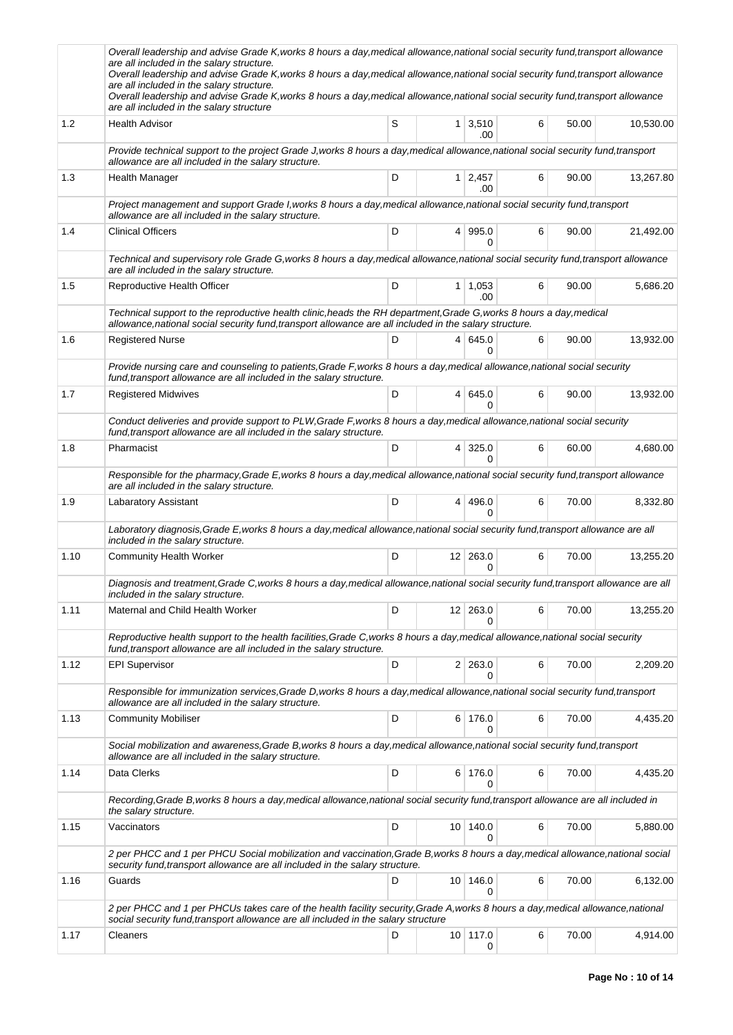| | | | | | | | |
|---|---|---|---|---|---|---|---|
| | *Overall leadership and advise Grade K,works 8 hours a day,medical allowance,national social security fund,transport allowance are all included in the salary structure.* *Overall leadership and advise Grade K,works 8 hours a day,medical allowance,national social security fund,transport allowance are all included in the salary structure.* *Overall leadership and advise Grade K,works 8 hours a day,medical allowance,national social security fund,transport allowance are all included in the salary structure* | | | | | | |
| 1.2 | Health Advisor | S | 1 | 3,510.00 | 6 | 50.00 | 10,530.00 |
| | *Provide technical support to the project Grade J,works 8 hours a day,medical allowance,national social security fund,transport allowance are all included in the salary structure.* | | | | | | |
| 1.3 | Health Manager | D | 1 | 2,457.00 | 6 | 90.00 | 13,267.80 |
| | *Project management and support Grade I,works 8 hours a day,medical allowance,national social security fund,transport allowance are all included in the salary structure.* | | | | | | |
| 1.4 | Clinical Officers | D | 4 | 995.00 | 6 | 90.00 | 21,492.00 |
| | *Technical and supervisory role Grade G,works 8 hours a day,medical allowance,national social security fund,transport allowance are all included in the salary structure.* | | | | | | |
| 1.5 | Reproductive Health Officer | D | 1 | 1,053.00 | 6 | 90.00 | 5,686.20 |
| | *Technical support to the reproductive health clinic,heads the RH department,Grade G,works 8 hours a day,medical allowance,national social security fund,transport allowance are all included in the salary structure.* | | | | | | |
| 1.6 | Registered Nurse | D | 4 | 645.00 | 6 | 90.00 | 13,932.00 |
| | *Provide nursing care and counseling to patients,Grade F,works 8 hours a day,medical allowance,national social security fund,transport allowance are all included in the salary structure.* | | | | | | |
| 1.7 | Registered Midwives | D | 4 | 645.00 | 6 | 90.00 | 13,932.00 |
| | *Conduct deliveries and provide support to PLW,Grade F,works 8 hours a day,medical allowance,national social security fund,transport allowance are all included in the salary structure.* | | | | | | |
| 1.8 | Pharmacist | D | 4 | 325.00 | 6 | 60.00 | 4,680.00 |
| | *Responsible for the pharmacy,Grade E,works 8 hours a day,medical allowance,national social security fund,transport allowance are all included in the salary structure.* | | | | | | |
| 1.9 | Labaratory Assistant | D | 4 | 496.00 | 6 | 70.00 | 8,332.80 |
| | *Laboratory diagnosis,Grade E,works 8 hours a day,medical allowance,national social security fund,transport allowance are all included in the salary structure.* | | | | | | |
| 1.10 | Community Health Worker | D | 12 | 263.00 | 6 | 70.00 | 13,255.20 |
| | *Diagnosis and treatment,Grade C,works 8 hours a day,medical allowance,national social security fund,transport allowance are all included in the salary structure.* | | | | | | |
| 1.11 | Maternal and Child Health Worker | D | 12 | 263.00 | 6 | 70.00 | 13,255.20 |
| | *Reproductive health support to the health facilities,Grade C,works 8 hours a day,medical allowance,national social security fund,transport allowance are all included in the salary structure.* | | | | | | |
| 1.12 | EPI Supervisor | D | 2 | 263.00 | 6 | 70.00 | 2,209.20 |
| | *Responsible for immunization services,Grade D,works 8 hours a day,medical allowance,national social security fund,transport allowance are all included in the salary structure.* | | | | | | |
| 1.13 | Community Mobiliser | D | 6 | 176.00 | 6 | 70.00 | 4,435.20 |
| | *Social mobilization and awareness,Grade B,works 8 hours a day,medical allowance,national social security fund,transport allowance are all included in the salary structure.* | | | | | | |
| 1.14 | Data Clerks | D | 6 | 176.00 | 6 | 70.00 | 4,435.20 |
| | *Recording,Grade B,works 8 hours a day,medical allowance,national social security fund,transport allowance are all included in the salary structure.* | | | | | | |
| 1.15 | Vaccinators | D | 10 | 140.00 | 6 | 70.00 | 5,880.00 |
| | *2 per PHCC and 1 per PHCU Social mobilization and vaccination,Grade B,works 8 hours a day,medical allowance,national social security fund,transport allowance are all included in the salary structure.* | | | | | | |
| 1.16 | Guards | D | 10 | 146.00 | 6 | 70.00 | 6,132.00 |
| | *2 per PHCC and 1 per PHCUs takes care of the health facility security,Grade A,works 8 hours a day,medical allowance,national social security fund,transport allowance are all included in the salary structure* | | | | | | |
| 1.17 | Cleaners | D | 10 | 117.00 | 6 | 70.00 | 4,914.00 |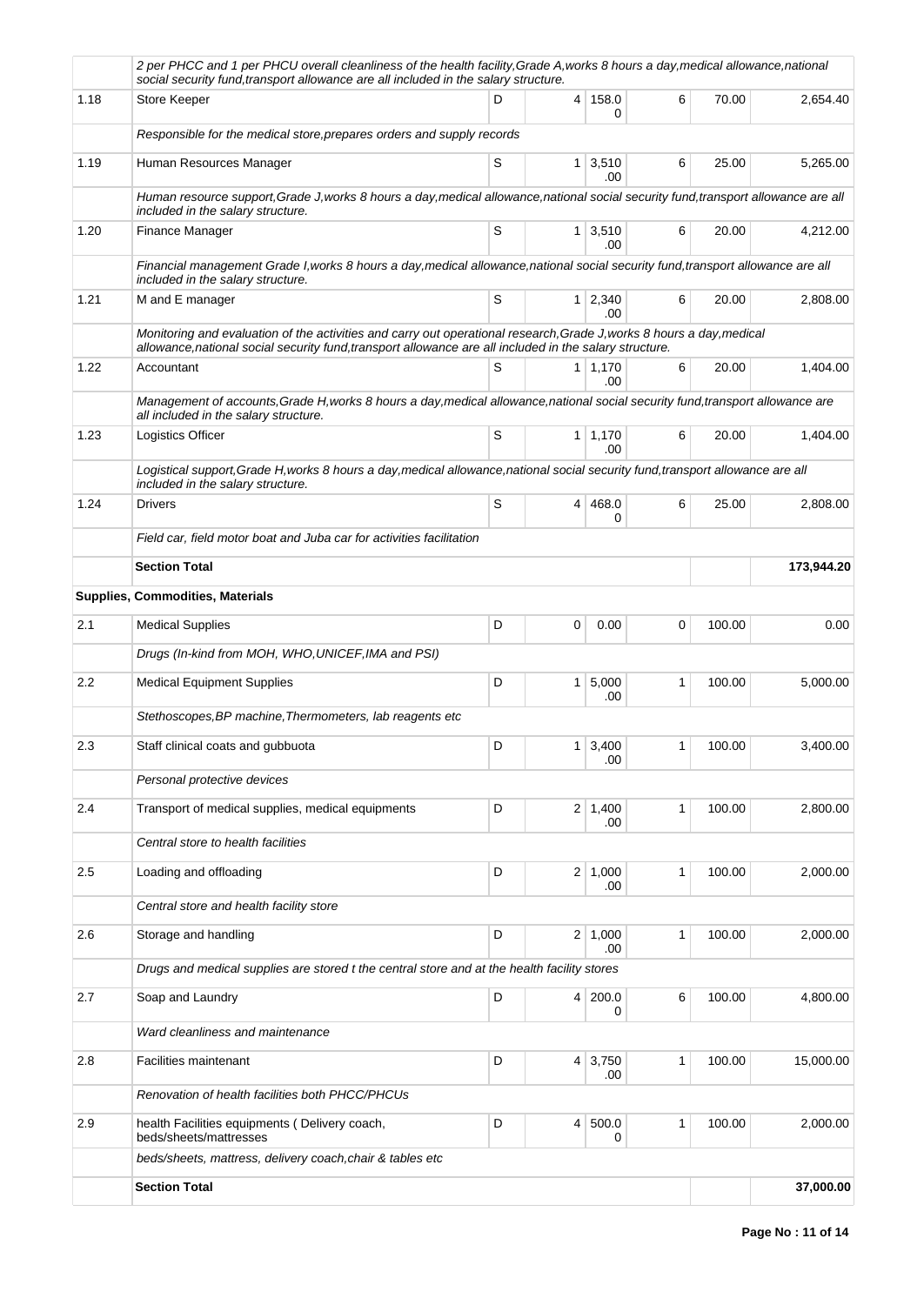| | | | | | | | |
|---|---|---|---|---|---|---|---|
| | *2 per PHCC and 1 per PHCU overall cleanliness of the health facility,Grade A,works 8 hours a day,medical allowance,national social security fund,transport allowance are all included in the salary structure.* | | | | | | |
| 1.18 | Store Keeper | D | 4 | 158.00 | 6 | 70.00 | 2,654.40 |
| | *Responsible for the medical store,prepares orders and supply records* | | | | | | |
| 1.19 | Human Resources Manager | S | 1 | 3,510.00 | 6 | 25.00 | 5,265.00 |
| | *Human resource support,Grade J,works 8 hours a day,medical allowance,national social security fund,transport allowance are all included in the salary structure.* | | | | | | |
| 1.20 | Finance Manager | S | 1 | 3,510.00 | 6 | 20.00 | 4,212.00 |
| | *Financial management Grade I,works 8 hours a day,medical allowance,national social security fund,transport allowance are all included in the salary structure.* | | | | | | |
| 1.21 | M and E manager | S | 1 | 2,340.00 | 6 | 20.00 | 2,808.00 |
| | *Monitoring and evaluation of the activities and carry out operational research,Grade J,works 8 hours a day,medical allowance,national social security fund,transport allowance are all included in the salary structure.* | | | | | | |
| 1.22 | Accountant | S | 1 | 1,170.00 | 6 | 20.00 | 1,404.00 |
| | *Management of accounts,Grade H,works 8 hours a day,medical allowance,national social security fund,transport allowance are all included in the salary structure.* | | | | | | |
| 1.23 | Logistics Officer | S | 1 | 1,170.00 | 6 | 20.00 | 1,404.00 |
| | *Logistical support,Grade H,works 8 hours a day,medical allowance,national social security fund,transport allowance are all included in the salary structure.* | | | | | | |
| 1.24 | Drivers | S | 4 | 468.00 | 6 | 25.00 | 2,808.00 |
| | *Field car, field motor boat and Juba car for activities facilitation* | | | | | | |
| | **Section Total** | | | | | | **173,944.20** |
| **Supplies, Commodities, Materials** | | | | | | | |
| 2.1 | Medical Supplies | D | 0 | 0.00 | 0 | 100.00 | 0.00 |
| | *Drugs (In-kind from MOH, WHO,UNICEF,IMA and PSI)* | | | | | | |
| 2.2 | Medical Equipment Supplies | D | 1 | 5,000.00 | 1 | 100.00 | 5,000.00 |
| | *Stethoscopes,BP machine,Thermometers, lab reagents etc* | | | | | | |
| 2.3 | Staff clinical coats and gubbuota | D | 1 | 3,400.00 | 1 | 100.00 | 3,400.00 |
| | *Personal protective devices* | | | | | | |
| 2.4 | Transport of medical supplies, medical equipments | D | 2 | 1,400.00 | 1 | 100.00 | 2,800.00 |
| | *Central store to health facilities* | | | | | | |
| 2.5 | Loading and offloading | D | 2 | 1,000.00 | 1 | 100.00 | 2,000.00 |
| | *Central store and health facility store* | | | | | | |
| 2.6 | Storage and handling | D | 2 | 1,000.00 | 1 | 100.00 | 2,000.00 |
| | *Drugs and medical supplies are stored t the central store and at the health facility stores* | | | | | | |
| 2.7 | Soap and Laundry | D | 4 | 200.00 | 6 | 100.00 | 4,800.00 |
| | *Ward cleanliness and maintenance* | | | | | | |
| 2.8 | Facilities maintenant | D | 4 | 3,750.00 | 1 | 100.00 | 15,000.00 |
| | *Renovation of health facilities both PHCC/PHCUs* | | | | | | |
| 2.9 | health Facilities equipments ( Delivery coach, beds/sheets/mattresses | D | 4 | 500.00 | 1 | 100.00 | 2,000.00 |
| | *beds/sheets, mattress, delivery coach,chair & tables etc* | | | | | | |
| | **Section Total** | | | | | | **37,000.00** |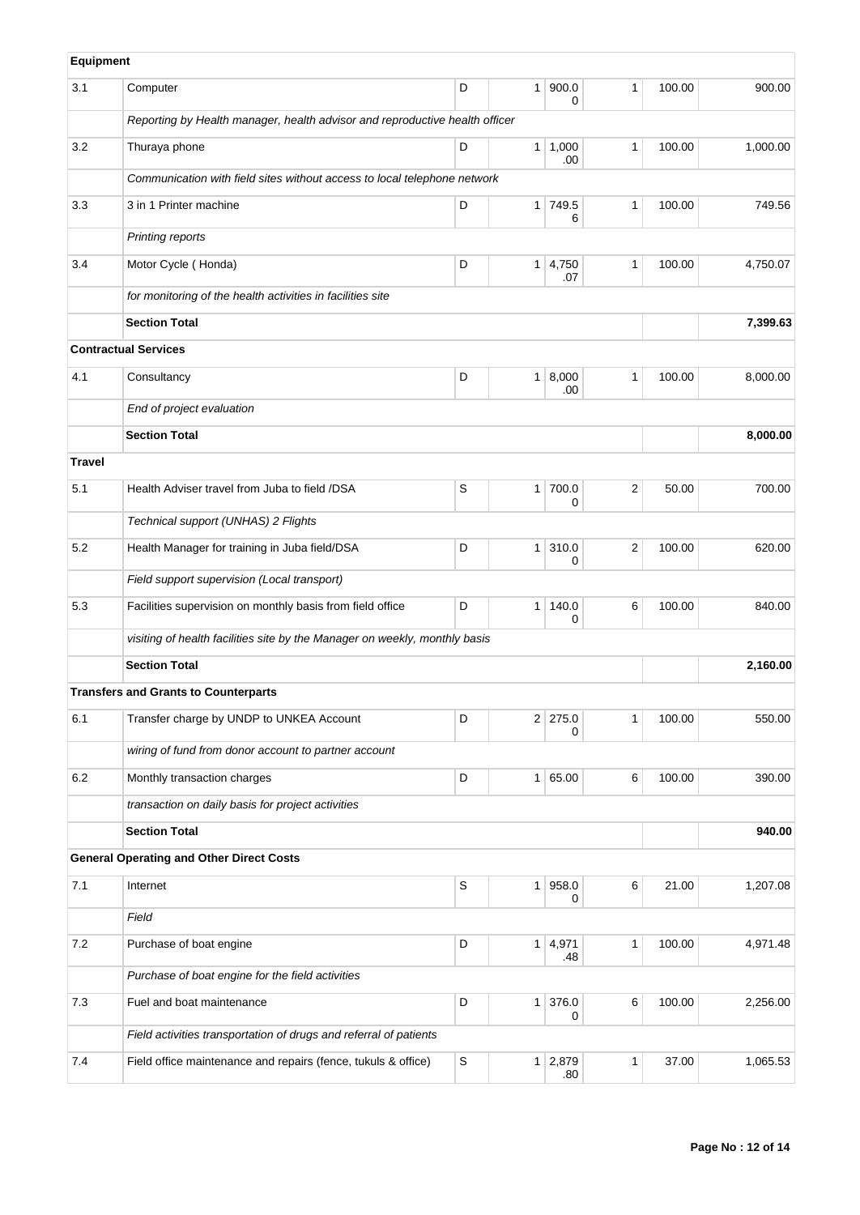| | | | | | | | |
|---|---|---|---|---|---|---|---|
| **Equipment** | | | | | | | |
| 3.1 | Computer | D | 1 | 900.00 | 1 | 100.00 | 900.00 |
| | *Reporting by Health manager, health advisor and reproductive health officer* | | | | | | |
| 3.2 | Thuraya phone | D | 1 | 1,000.00 | 1 | 100.00 | 1,000.00 |
| | *Communication with field sites without access to local telephone network* | | | | | | |
| 3.3 | 3 in 1 Printer machine | D | 1 | 749.56 | 1 | 100.00 | 749.56 |
| | *Printing reports* | | | | | | |
| 3.4 | Motor Cycle ( Honda) | D | 1 | 4,750.07 | 1 | 100.00 | 4,750.07 |
| | *for monitoring of the health activities in facilities site* | | | | | | |
| | **Section Total** | | | | | | **7,399.63** |
| **Contractual Services** | | | | | | | |
| 4.1 | Consultancy | D | 1 | 8,000.00 | 1 | 100.00 | 8,000.00 |
| | *End of project evaluation* | | | | | | |
| | **Section Total** | | | | | | **8,000.00** |
| **Travel** | | | | | | | |
| 5.1 | Health Adviser travel from Juba to field /DSA | S | 1 | 700.00 | 2 | 50.00 | 700.00 |
| | *Technical support (UNHAS) 2 Flights* | | | | | | |
| 5.2 | Health Manager for training in Juba field/DSA | D | 1 | 310.00 | 2 | 100.00 | 620.00 |
| | *Field support supervision (Local transport)* | | | | | | |
| 5.3 | Facilities supervision on monthly basis from field office | D | 1 | 140.00 | 6 | 100.00 | 840.00 |
| | *visiting of health facilities site by the Manager on weekly, monthly basis* | | | | | | |
| | **Section Total** | | | | | | **2,160.00** |
| **Transfers and Grants to Counterparts** | | | | | | | |
| 6.1 | Transfer charge by UNDP to UNKEA Account | D | 2 | 275.00 | 1 | 100.00 | 550.00 |
| | *wiring of fund from donor account to partner account* | | | | | | |
| 6.2 | Monthly transaction charges | D | 1 | 65.00 | 6 | 100.00 | 390.00 |
| | *transaction on daily basis for project activities* | | | | | | |
| | **Section Total** | | | | | | **940.00** |
| **General Operating and Other Direct Costs** | | | | | | | |
| 7.1 | Internet | S | 1 | 958.00 | 6 | 21.00 | 1,207.08 |
| | *Field* | | | | | | |
| 7.2 | Purchase of boat engine | D | 1 | 4,971.48 | 1 | 100.00 | 4,971.48 |
| | *Purchase of boat engine for the field activities* | | | | | | |
| 7.3 | Fuel and boat maintenance | D | 1 | 376.00 | 6 | 100.00 | 2,256.00 |
| | *Field activities transportation of drugs and referral of patients* | | | | | | |
| 7.4 | Field office maintenance and repairs (fence, tukuls & office) | S | 1 | 2,879.80 | 1 | 37.00 | 1,065.53 |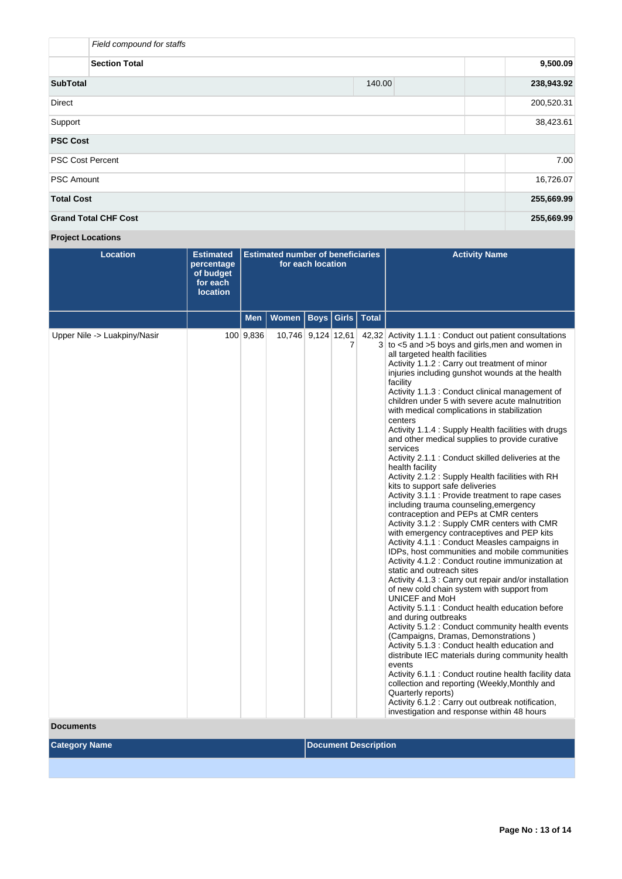| | | | | |
|---|---|---|---|---|
| | *Field compound for staffs* | | | |
| | **Section Total** | | | **9,500.09** |
| **SubTotal** | | 140.00 | | **238,943.92** |
| Direct | | | | 200,520.31 |
| Support | | | | 38,423.61 |
| **PSC Cost** | | | | |
| PSC Cost Percent | | | | 7.00 |
| PSC Amount | | | | 16,726.07 |
| **Total Cost** | | | | **255,669.99** |
| **Grand Total CHF Cost** | | | | **255,669.99** |

**Project Locations**

| Location | Estimated percentage of budget for each location | Estimated number of beneficiaries for each location | | | | | Activity Name |
|---|---|---|---|---|---|---|---|
| | | Men | Women | Boys | Girls | Total | |
| Upper Nile -> Luakpiny/Nasir | 100 | 9,836 | 10,746 | 9,124 | 12,617 | 42,323 | Activity 1.1.1 : Conduct out patient consultations to <5 and >5 boys and girls,men and women in all targeted health facilities<br>Activity 1.1.2 : Carry out treatment of minor injuries including gunshot wounds at the health facility<br>Activity 1.1.3 : Conduct clinical management of children under 5 with severe acute malnutrition with medical complications in stabilization centers<br>Activity 1.1.4 : Supply Health facilities with drugs and other medical supplies to provide curative services<br>Activity 2.1.1 : Conduct skilled deliveries at the health facility<br>Activity 2.1.2 : Supply Health facilities with RH kits to support safe deliveries<br>Activity 3.1.1 : Provide treatment to rape cases including trauma counseling,emergency contraception and PEPs at CMR centers<br>Activity 3.1.2 : Supply CMR centers with CMR with emergency contraceptives and PEP kits<br>Activity 4.1.1 : Conduct Measles campaigns in IDPs, host communities and mobile communities<br>Activity 4.1.2 : Conduct routine immunization at static and outreach sites<br>Activity 4.1.3 : Carry out repair and/or installation of new cold chain system with support from UNICEF and MoH<br>Activity 5.1.1 : Conduct health education before and during outbreaks<br>Activity 5.1.2 : Conduct community health events (Campaigns, Dramas, Demonstrations )<br>Activity 5.1.3 : Conduct health education and distribute IEC materials during community health events<br>Activity 6.1.1 : Conduct routine health facility data collection and reporting (Weekly,Monthly and Quarterly reports)<br>Activity 6.1.2 : Carry out outbreak notification, investigation and response within 48 hours |

**Documents**

| Category Name | Document Description |
|---|---|
| | |